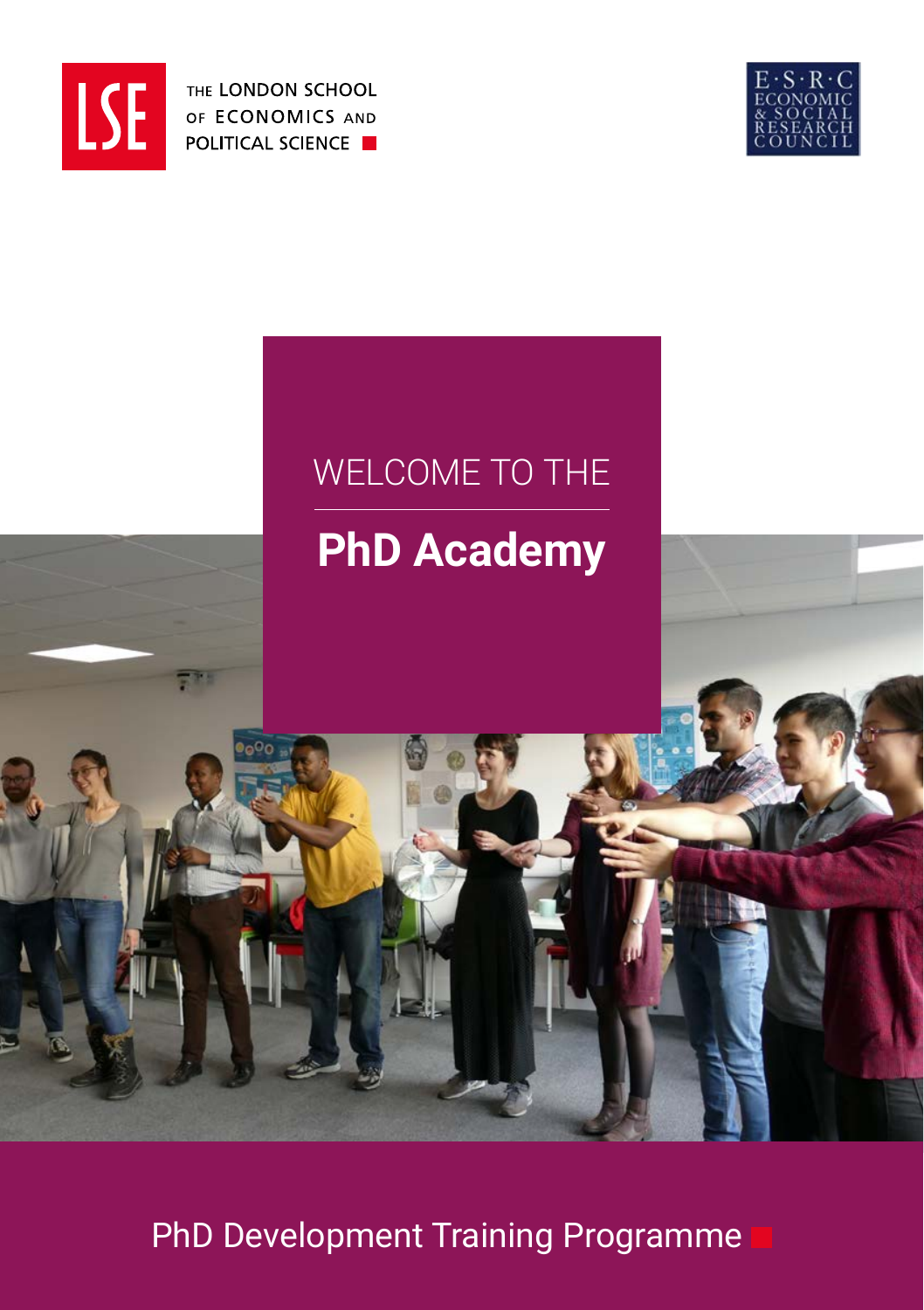THE LONDON SCHOOL OF ECONOMICS AND POLITICAL SCIENCE

ECONOMIC & SOCIAL RESEARCH COUNCIL

WELCOME TO THE

# PhD Academy

PhD Development Training Programme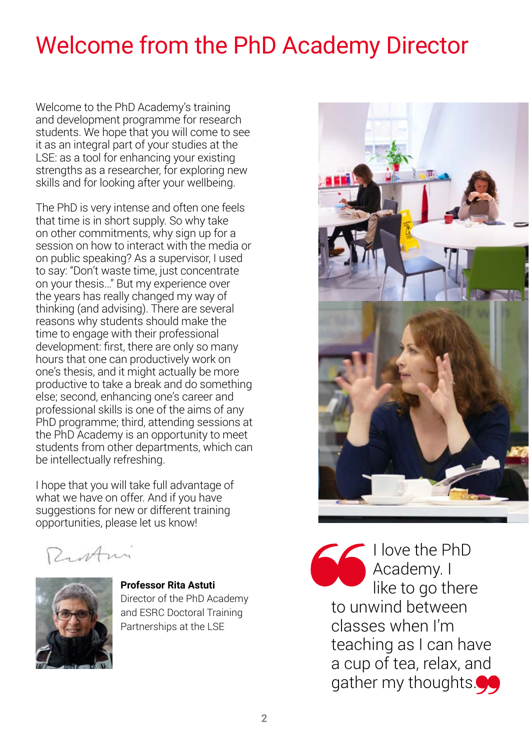# Welcome from the PhD Academy Director

Welcome to the PhD Academy's training and development programme for research students. We hope that you will come to see it as an integral part of your studies at the LSE: as a tool for enhancing your existing strengths as a researcher, for exploring new skills and for looking after your wellbeing.

The PhD is very intense and often one feels that time is in short supply. So why take on other commitments, why sign up for a session on how to interact with the media or on public speaking? As a supervisor, I used to say: "Don't waste time, just concentrate on your thesis…" But my experience over the years has really changed my way of thinking (and advising). There are several reasons why students should make the time to engage with their professional development: first, there are only so many hours that one can productively work on one's thesis, and it might actually be more productive to take a break and do something else; second, enhancing one's career and professional skills is one of the aims of any PhD programme; third, attending sessions at the PhD Academy is an opportunity to meet students from other departments, which can be intellectually refreshing.

I hope that you will take full advantage of what we have on offer. And if you have suggestions for new or different training opportunities, please let us know!

**Professor Rita Astuti**
Director of the PhD Academy and ESRC Doctoral Training Partnerships at the LSE

> I love the PhD Academy. I like to go there to unwind between classes when I'm teaching as I can have a cup of tea, relax, and gather my thoughts.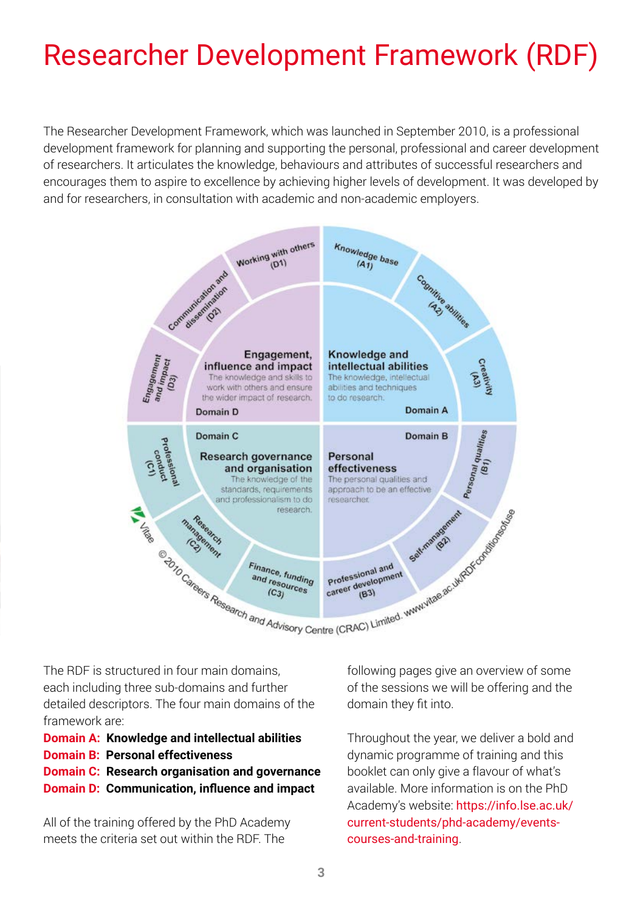# Researcher Development Framework (RDF)

The Researcher Development Framework, which was launched in September 2010, is a professional development framework for planning and supporting the personal, professional and career development of researchers. It articulates the knowledge, behaviours and attributes of successful researchers and encourages them to aspire to excellence by achieving higher levels of development. It was developed by and for researchers, in consultation with academic and non-academic employers.

**Domain D – Engagement, influence and impact**
The knowledge and skills to work with others and ensure the wider impact of research.
- Working with others (D1)
- Communication and dissemination (D2)
- Engagement and impact (D3)

**Domain A – Knowledge and intellectual abilities**
The knowledge, intellectual abilities and techniques to do research.
- Knowledge base (A1)
- Cognitive abilities (A2)
- Creativity (A3)

**Domain C – Research governance and organisation**
The knowledge of the standards, requirements and professionalism to do research.
- Professional conduct (C1)
- Research management (C2)
- Finance, funding and resources (C3)

**Domain B – Personal effectiveness**
The personal qualities and approach to be an effective researcher.
- Personal qualities (B1)
- Self-management (B2)
- Professional and career development (B3)

Vitae © 2010 Careers Research and Advisory Centre (CRAC) Limited. www.vitae.ac.uk/RDFconditionsofuse

The RDF is structured in four main domains, each including three sub-domains and further detailed descriptors. The four main domains of the framework are:

**Domain A: Knowledge and intellectual abilities**
**Domain B: Personal effectiveness**
**Domain C: Research organisation and governance**
**Domain D: Communication, influence and impact**

All of the training offered by the PhD Academy meets the criteria set out within the RDF. The following pages give an overview of some of the sessions we will be offering and the domain they fit into.

Throughout the year, we deliver a bold and dynamic programme of training and this booklet can only give a flavour of what's available. More information is on the PhD Academy's website: https://info.lse.ac.uk/current-students/phd-academy/events-courses-and-training.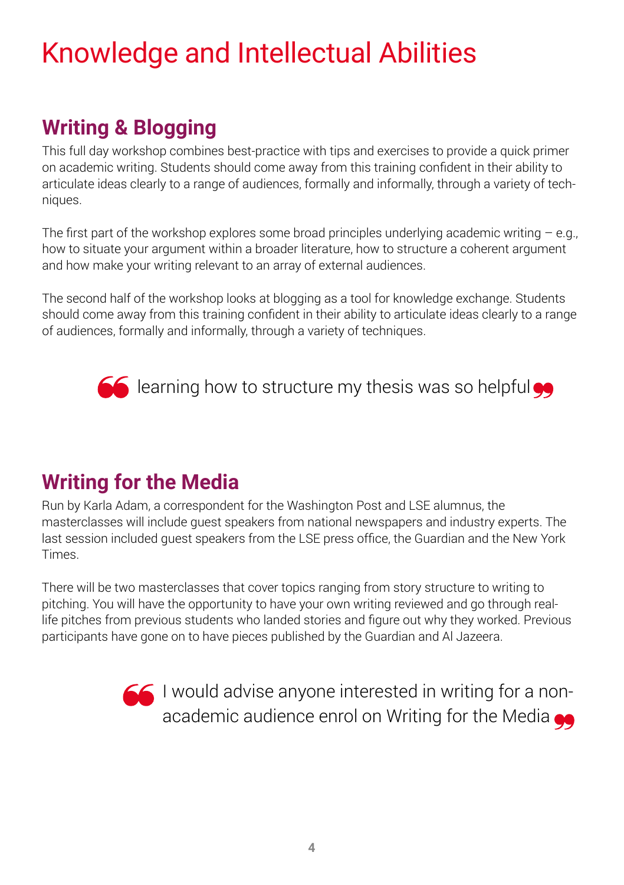# Knowledge and Intellectual Abilities

## Writing & Blogging

This full day workshop combines best-practice with tips and exercises to provide a quick primer on academic writing. Students should come away from this training confident in their ability to articulate ideas clearly to a range of audiences, formally and informally, through a variety of techniques.

The first part of the workshop explores some broad principles underlying academic writing – e.g., how to situate your argument within a broader literature, how to structure a coherent argument and how make your writing relevant to an array of external audiences.

The second half of the workshop looks at blogging as a tool for knowledge exchange. Students should come away from this training confident in their ability to articulate ideas clearly to a range of audiences, formally and informally, through a variety of techniques.

> “learning how to structure my thesis was so helpful”

## Writing for the Media

Run by Karla Adam, a correspondent for the Washington Post and LSE alumnus, the masterclasses will include guest speakers from national newspapers and industry experts. The last session included guest speakers from the LSE press office, the Guardian and the New York Times.

There will be two masterclasses that cover topics ranging from story structure to writing to pitching. You will have the opportunity to have your own writing reviewed and go through real-life pitches from previous students who landed stories and figure out why they worked. Previous participants have gone on to have pieces published by the Guardian and Al Jazeera.

> “I would advise anyone interested in writing for a non-academic audience enrol on Writing for the Media”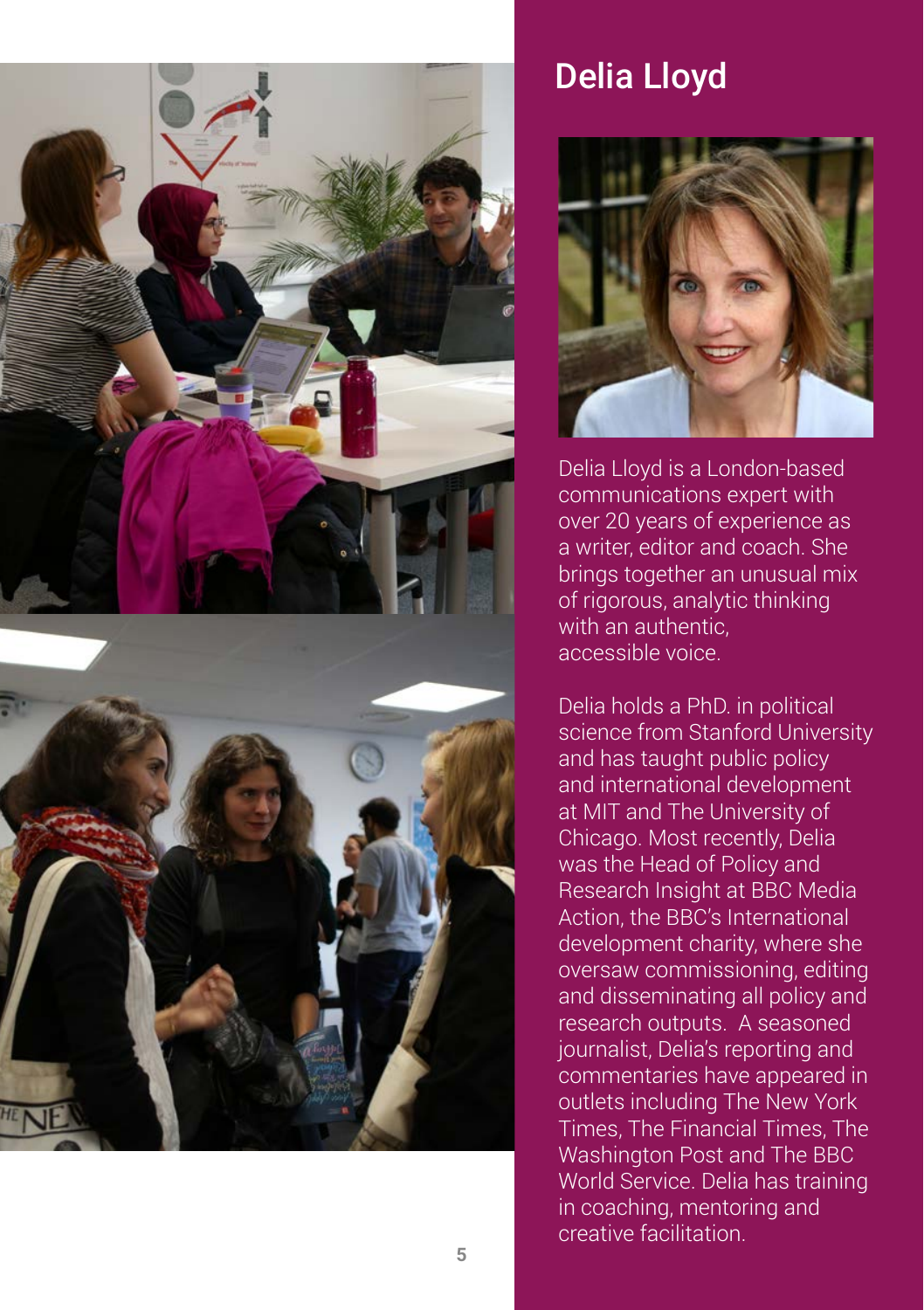## Delia Lloyd

Delia Lloyd is a London-based communications expert with over 20 years of experience as a writer, editor and coach. She brings together an unusual mix of rigorous, analytic thinking with an authentic, accessible voice.

Delia holds a PhD. in political science from Stanford University and has taught public policy and international development at MIT and The University of Chicago. Most recently, Delia was the Head of Policy and Research Insight at BBC Media Action, the BBC's International development charity, where she oversaw commissioning, editing and disseminating all policy and research outputs. A seasoned journalist, Delia's reporting and commentaries have appeared in outlets including The New York Times, The Financial Times, The Washington Post and The BBC World Service. Delia has training in coaching, mentoring and creative facilitation.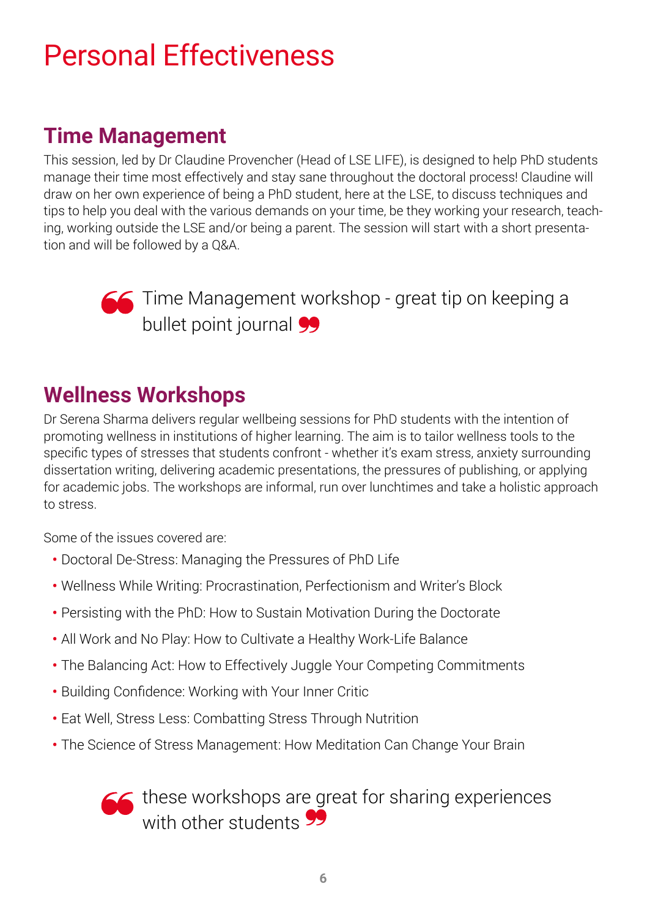# Personal Effectiveness

## Time Management

This session, led by Dr Claudine Provencher (Head of LSE LIFE), is designed to help PhD students manage their time most effectively and stay sane throughout the doctoral process! Claudine will draw on her own experience of being a PhD student, here at the LSE, to discuss techniques and tips to help you deal with the various demands on your time, be they working your research, teaching, working outside the LSE and/or being a parent. The session will start with a short presentation and will be followed by a Q&A.

> "Time Management workshop - great tip on keeping a bullet point journal"

## Wellness Workshops

Dr Serena Sharma delivers regular wellbeing sessions for PhD students with the intention of promoting wellness in institutions of higher learning. The aim is to tailor wellness tools to the specific types of stresses that students confront - whether it's exam stress, anxiety surrounding dissertation writing, delivering academic presentations, the pressures of publishing, or applying for academic jobs. The workshops are informal, run over lunchtimes and take a holistic approach to stress.

Some of the issues covered are:

- Doctoral De-Stress: Managing the Pressures of PhD Life
- Wellness While Writing: Procrastination, Perfectionism and Writer's Block
- Persisting with the PhD: How to Sustain Motivation During the Doctorate
- All Work and No Play: How to Cultivate a Healthy Work-Life Balance
- The Balancing Act: How to Effectively Juggle Your Competing Commitments
- Building Confidence: Working with Your Inner Critic
- Eat Well, Stress Less: Combatting Stress Through Nutrition
- The Science of Stress Management: How Meditation Can Change Your Brain

> "these workshops are great for sharing experiences with other students"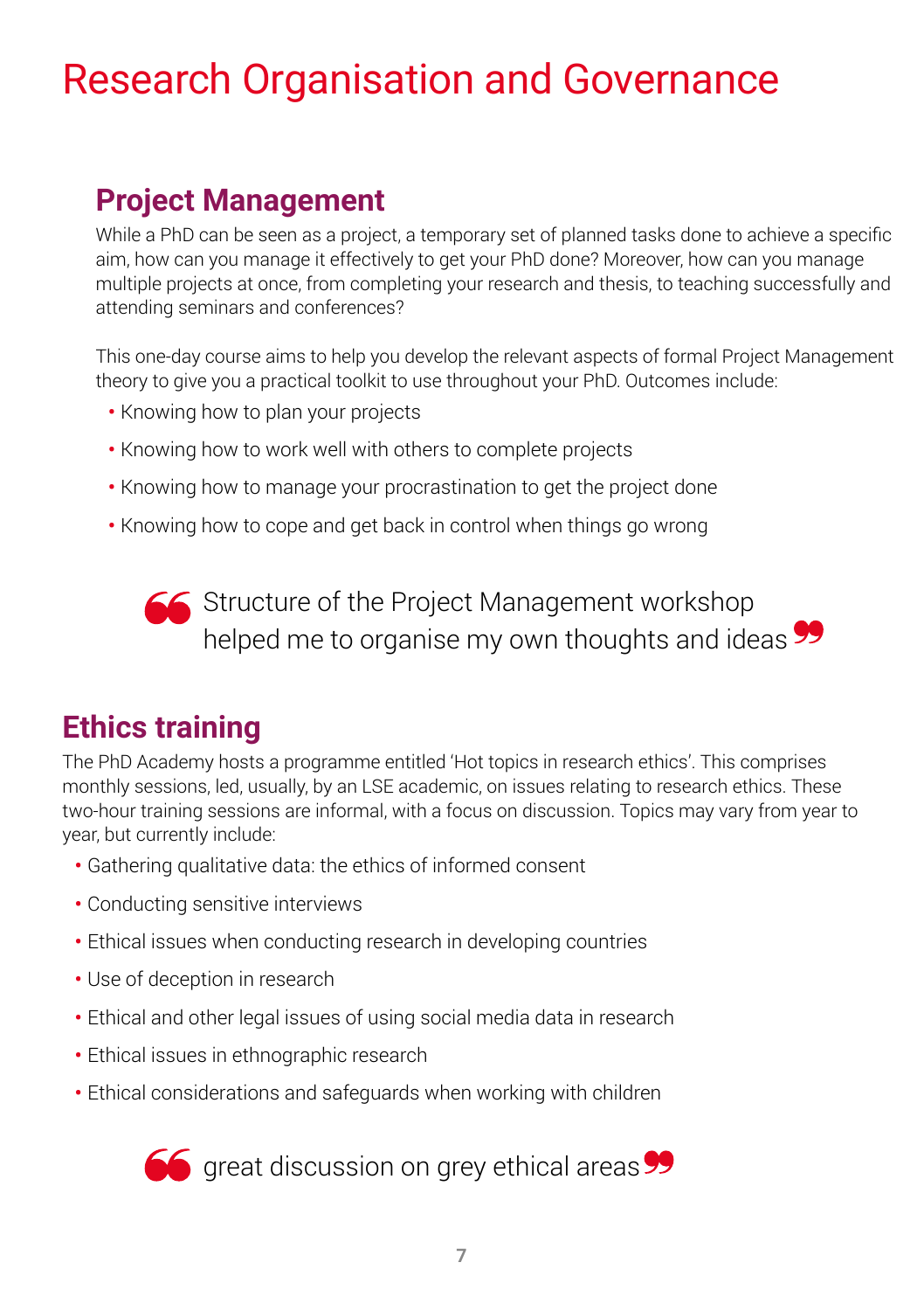# Research Organisation and Governance

## Project Management

While a PhD can be seen as a project, a temporary set of planned tasks done to achieve a specific aim, how can you manage it effectively to get your PhD done? Moreover, how can you manage multiple projects at once, from completing your research and thesis, to teaching successfully and attending seminars and conferences?

This one-day course aims to help you develop the relevant aspects of formal Project Management theory to give you a practical toolkit to use throughout your PhD. Outcomes include:

- Knowing how to plan your projects
- Knowing how to work well with others to complete projects
- Knowing how to manage your procrastination to get the project done
- Knowing how to cope and get back in control when things go wrong

> “Structure of the Project Management workshop helped me to organise my own thoughts and ideas”

## Ethics training

The PhD Academy hosts a programme entitled ‘Hot topics in research ethics’. This comprises monthly sessions, led, usually, by an LSE academic, on issues relating to research ethics. These two-hour training sessions are informal, with a focus on discussion. Topics may vary from year to year, but currently include:

- Gathering qualitative data: the ethics of informed consent
- Conducting sensitive interviews
- Ethical issues when conducting research in developing countries
- Use of deception in research
- Ethical and other legal issues of using social media data in research
- Ethical issues in ethnographic research
- Ethical considerations and safeguards when working with children

> “great discussion on grey ethical areas”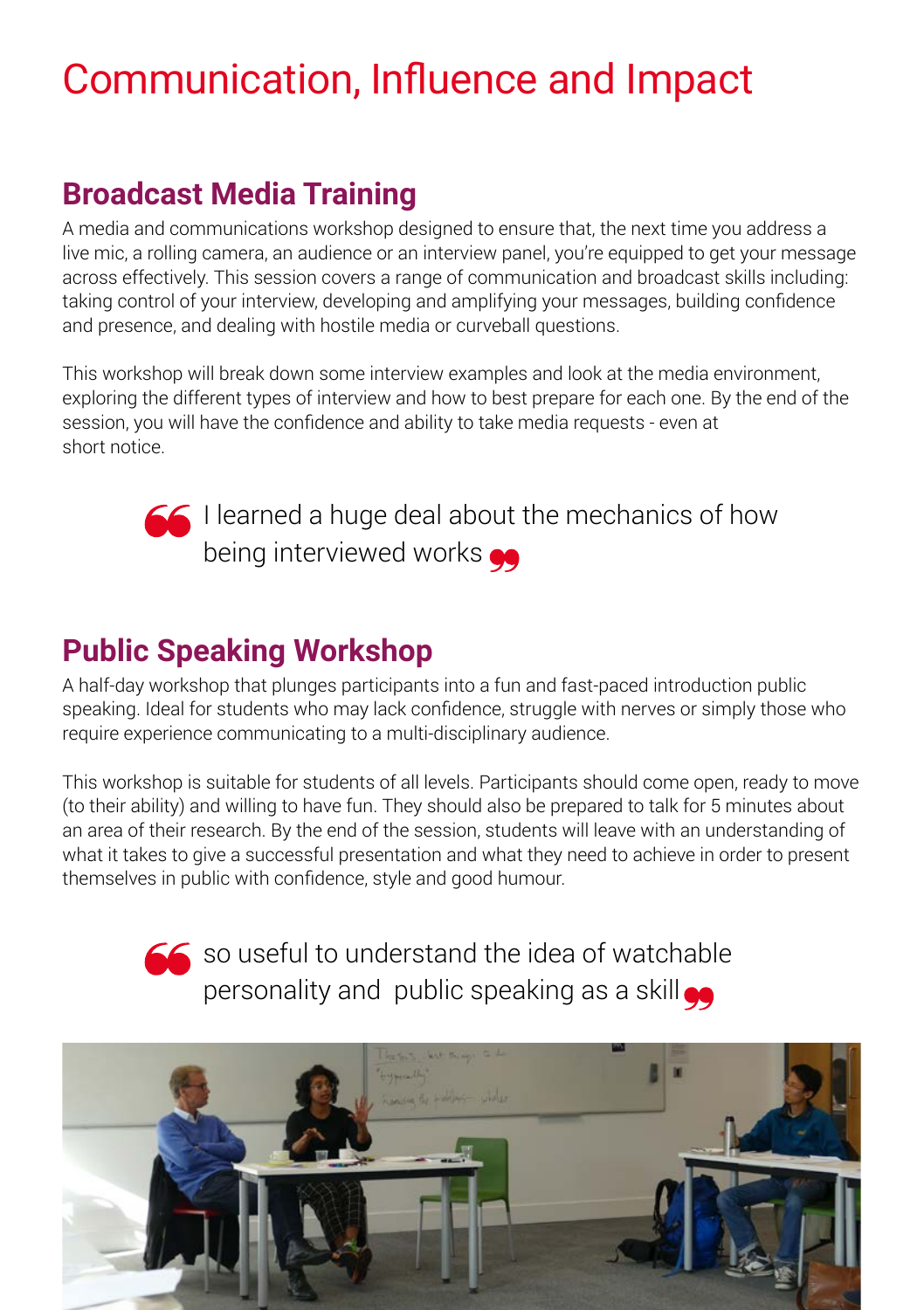# Communication, Influence and Impact

## Broadcast Media Training

A media and communications workshop designed to ensure that, the next time you address a live mic, a rolling camera, an audience or an interview panel, you're equipped to get your message across effectively. This session covers a range of communication and broadcast skills including: taking control of your interview, developing and amplifying your messages, building confidence and presence, and dealing with hostile media or curveball questions.

This workshop will break down some interview examples and look at the media environment, exploring the different types of interview and how to best prepare for each one. By the end of the session, you will have the confidence and ability to take media requests - even at short notice.

> I learned a huge deal about the mechanics of how being interviewed works

## Public Speaking Workshop

A half-day workshop that plunges participants into a fun and fast-paced introduction public speaking. Ideal for students who may lack confidence, struggle with nerves or simply those who require experience communicating to a multi-disciplinary audience.

This workshop is suitable for students of all levels. Participants should come open, ready to move (to their ability) and willing to have fun. They should also be prepared to talk for 5 minutes about an area of their research. By the end of the session, students will leave with an understanding of what it takes to give a successful presentation and what they need to achieve in order to present themselves in public with confidence, style and good humour.

> so useful to understand the idea of watchable personality and public speaking as a skill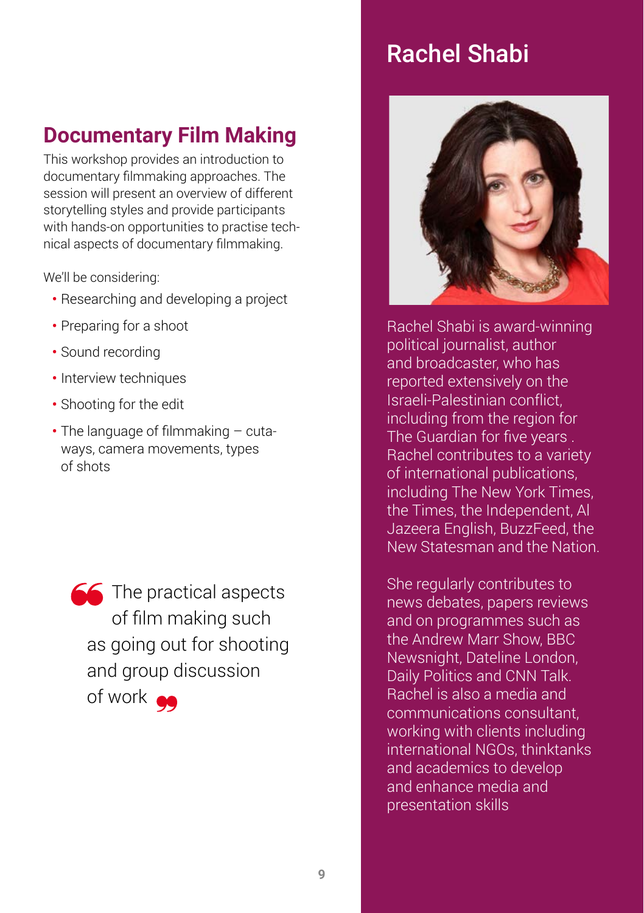## Documentary Film Making

This workshop provides an introduction to documentary filmmaking approaches. The session will present an overview of different storytelling styles and provide participants with hands-on opportunities to practise technical aspects of documentary filmmaking.

We'll be considering:

- Researching and developing a project
- Preparing for a shoot
- Sound recording
- Interview techniques
- Shooting for the edit
- The language of filmmaking – cutaways, camera movements, types of shots

> “The practical aspects of film making such as going out for shooting and group discussion of work”

## Rachel Shabi

Rachel Shabi is award-winning political journalist, author and broadcaster, who has reported extensively on the Israeli-Palestinian conflict, including from the region for The Guardian for five years . Rachel contributes to a variety of international publications, including The New York Times, the Times, the Independent, Al Jazeera English, BuzzFeed, the New Statesman and the Nation.

She regularly contributes to news debates, papers reviews and on programmes such as the Andrew Marr Show, BBC Newsnight, Dateline London, Daily Politics and CNN Talk. Rachel is also a media and communications consultant, working with clients including international NGOs, thinktanks and academics to develop and enhance media and presentation skills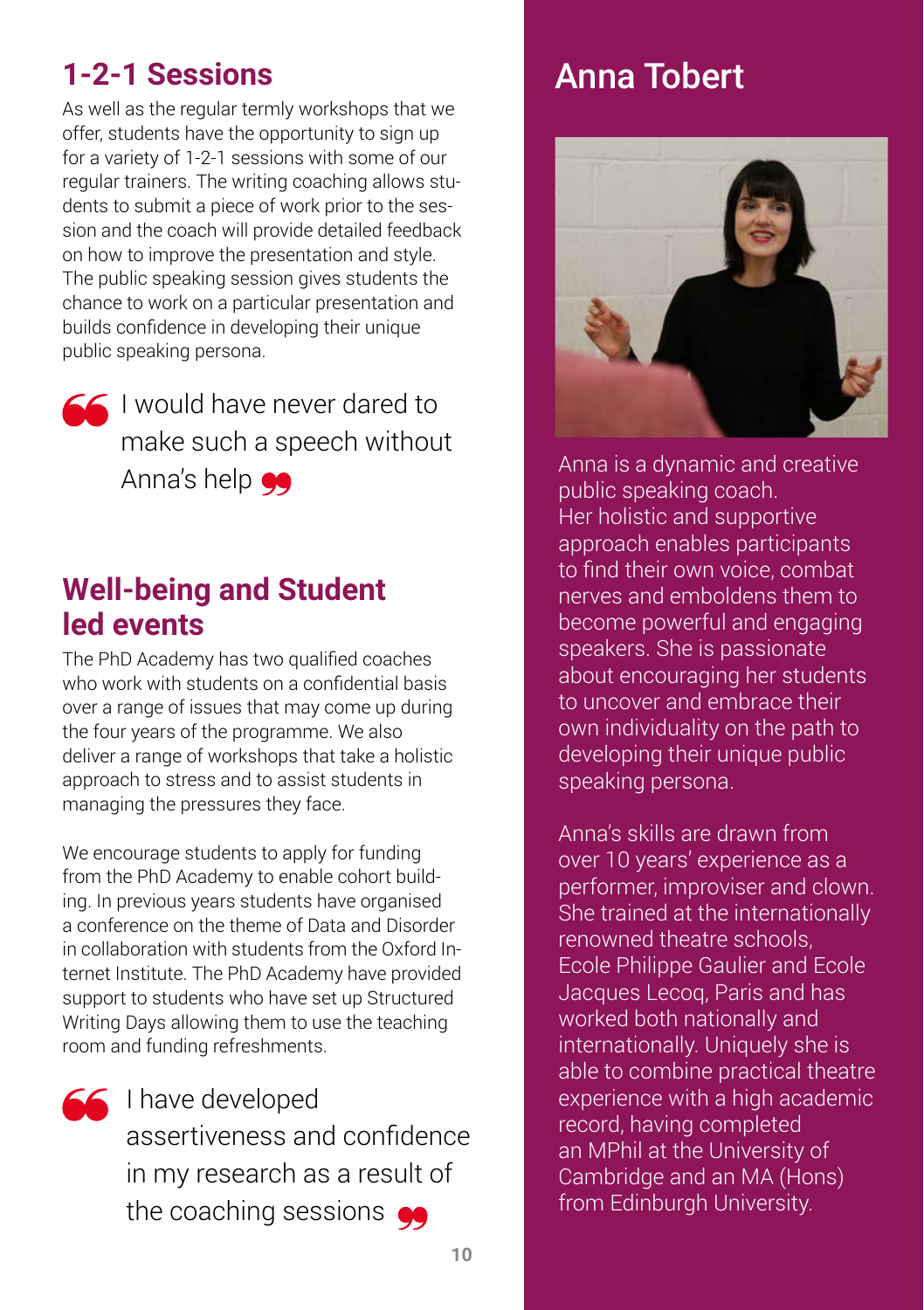## 1-2-1 Sessions

As well as the regular termly workshops that we offer, students have the opportunity to sign up for a variety of 1-2-1 sessions with some of our regular trainers. The writing coaching allows students to submit a piece of work prior to the session and the coach will provide detailed feedback on how to improve the presentation and style. The public speaking session gives students the chance to work on a particular presentation and builds confidence in developing their unique public speaking persona.

> “I would have never dared to make such a speech without Anna’s help”

## Well-being and Student led events

The PhD Academy has two qualified coaches who work with students on a confidential basis over a range of issues that may come up during the four years of the programme. We also deliver a range of workshops that take a holistic approach to stress and to assist students in managing the pressures they face.

We encourage students to apply for funding from the PhD Academy to enable cohort building. In previous years students have organised a conference on the theme of Data and Disorder in collaboration with students from the Oxford Internet Institute. The PhD Academy have provided support to students who have set up Structured Writing Days allowing them to use the teaching room and funding refreshments.

> “I have developed assertiveness and confidence in my research as a result of the coaching sessions”

## Anna Tobert

Anna is a dynamic and creative public speaking coach. Her holistic and supportive approach enables participants to find their own voice, combat nerves and emboldens them to become powerful and engaging speakers. She is passionate about encouraging her students to uncover and embrace their own individuality on the path to developing their unique public speaking persona.

Anna’s skills are drawn from over 10 years’ experience as a performer, improviser and clown. She trained at the internationally renowned theatre schools, Ecole Philippe Gaulier and Ecole Jacques Lecoq, Paris and has worked both nationally and internationally. Uniquely she is able to combine practical theatre experience with a high academic record, having completed an MPhil at the University of Cambridge and an MA (Hons) from Edinburgh University.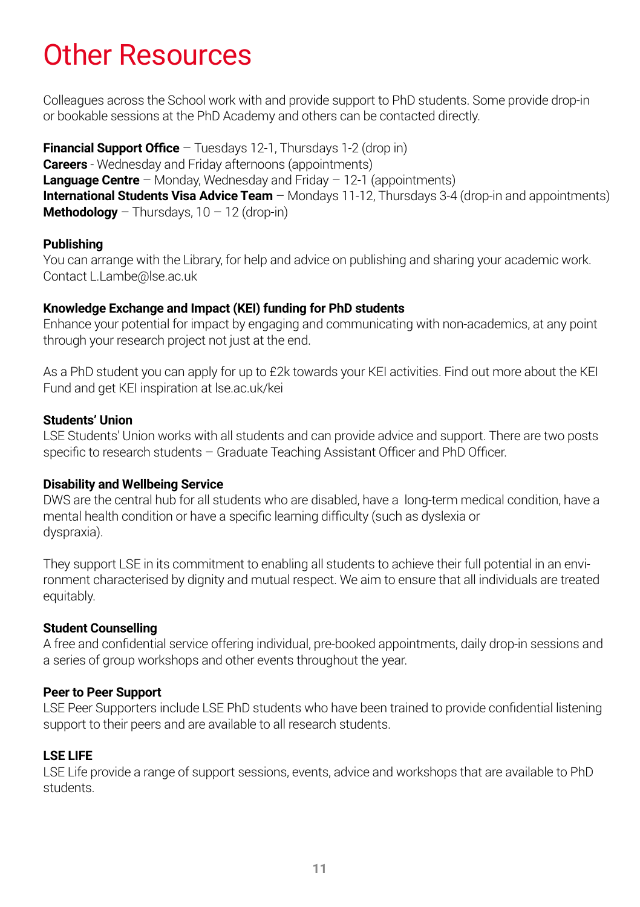# Other Resources

Colleagues across the School work with and provide support to PhD students. Some provide drop-in or bookable sessions at the PhD Academy and others can be contacted directly.

**Financial Support Office** – Tuesdays 12-1, Thursdays 1-2 (drop in)
**Careers** - Wednesday and Friday afternoons (appointments)
**Language Centre** – Monday, Wednesday and Friday – 12-1 (appointments)
**International Students Visa Advice Team** – Mondays 11-12, Thursdays 3-4 (drop-in and appointments)
**Methodology** – Thursdays, 10 – 12 (drop-in)

**Publishing**
You can arrange with the Library, for help and advice on publishing and sharing your academic work. Contact L.Lambe@lse.ac.uk

**Knowledge Exchange and Impact (KEI) funding for PhD students**
Enhance your potential for impact by engaging and communicating with non-academics, at any point through your research project not just at the end.

As a PhD student you can apply for up to £2k towards your KEI activities. Find out more about the KEI Fund and get KEI inspiration at lse.ac.uk/kei

**Students' Union**
LSE Students' Union works with all students and can provide advice and support. There are two posts specific to research students – Graduate Teaching Assistant Officer and PhD Officer.

**Disability and Wellbeing Service**
DWS are the central hub for all students who are disabled, have a long-term medical condition, have a mental health condition or have a specific learning difficulty (such as dyslexia or dyspraxia).

They support LSE in its commitment to enabling all students to achieve their full potential in an environment characterised by dignity and mutual respect. We aim to ensure that all individuals are treated equitably.

**Student Counselling**
A free and confidential service offering individual, pre-booked appointments, daily drop-in sessions and a series of group workshops and other events throughout the year.

**Peer to Peer Support**
LSE Peer Supporters include LSE PhD students who have been trained to provide confidential listening support to their peers and are available to all research students.

**LSE LIFE**
LSE Life provide a range of support sessions, events, advice and workshops that are available to PhD students.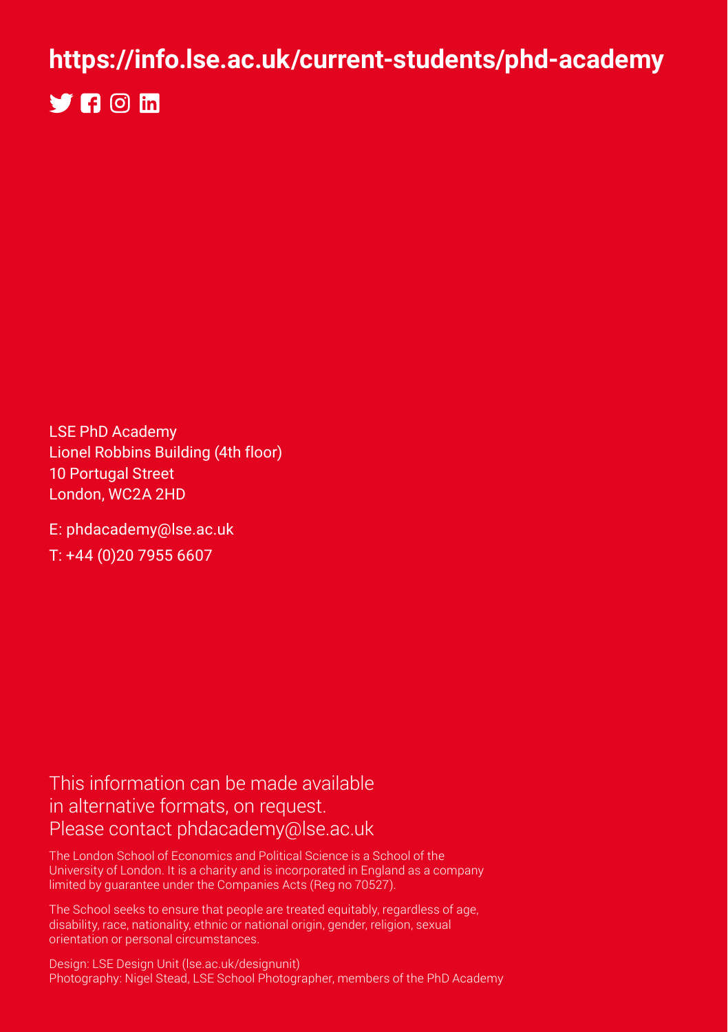**https://info.lse.ac.uk/current-students/phd-academy**

LSE PhD Academy
Lionel Robbins Building (4th floor)
10 Portugal Street
London, WC2A 2HD

E: phdacademy@lse.ac.uk
T: +44 (0)20 7955 6607

This information can be made available in alternative formats, on request. Please contact phdacademy@lse.ac.uk

The London School of Economics and Political Science is a School of the University of London. It is a charity and is incorporated in England as a company limited by guarantee under the Companies Acts (Reg no 70527).

The School seeks to ensure that people are treated equitably, regardless of age, disability, race, nationality, ethnic or national origin, gender, religion, sexual orientation or personal circumstances.

Design: LSE Design Unit (lse.ac.uk/designunit)
Photography: Nigel Stead, LSE School Photographer, members of the PhD Academy